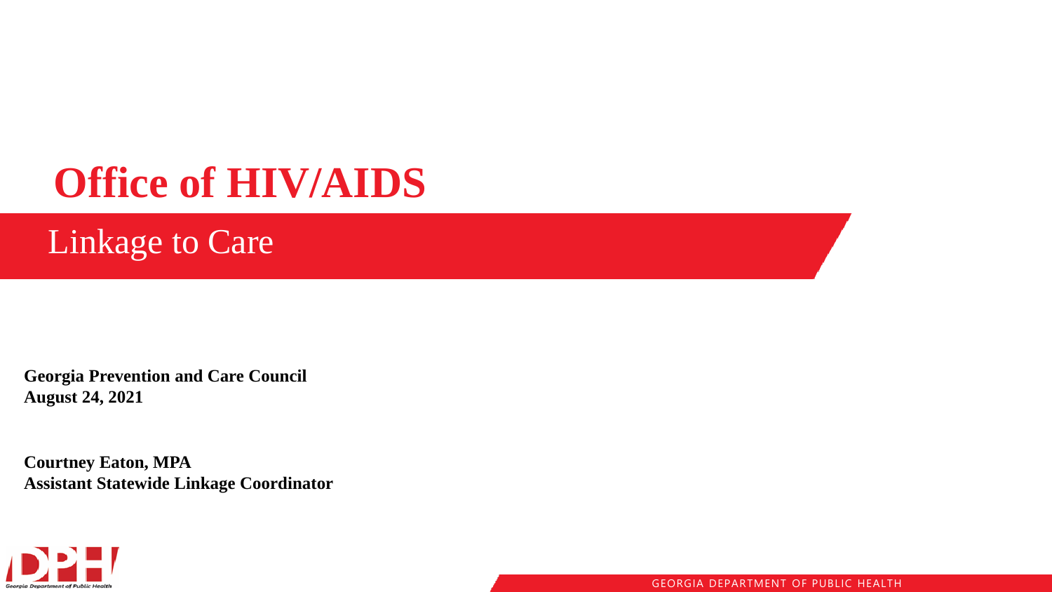# Office of HIV/AIDS

## Linkage to Care

**Georgia Prevention and Care Council**
**August 24, 2021**

**Courtney Eaton, MPA**
**Assistant Statewide Linkage Coordinator**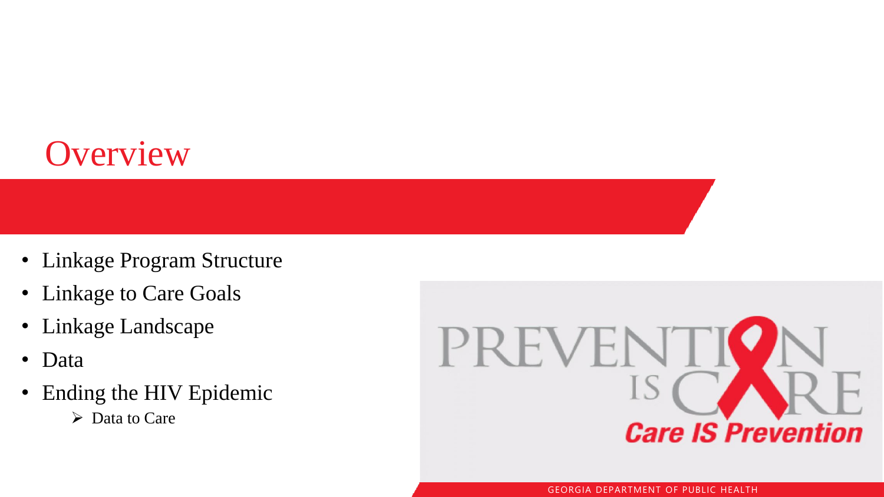# Overview

- Linkage Program Structure
- Linkage to Care Goals
- Linkage Landscape
- Data
- Ending the HIV Epidemic
  - Data to Care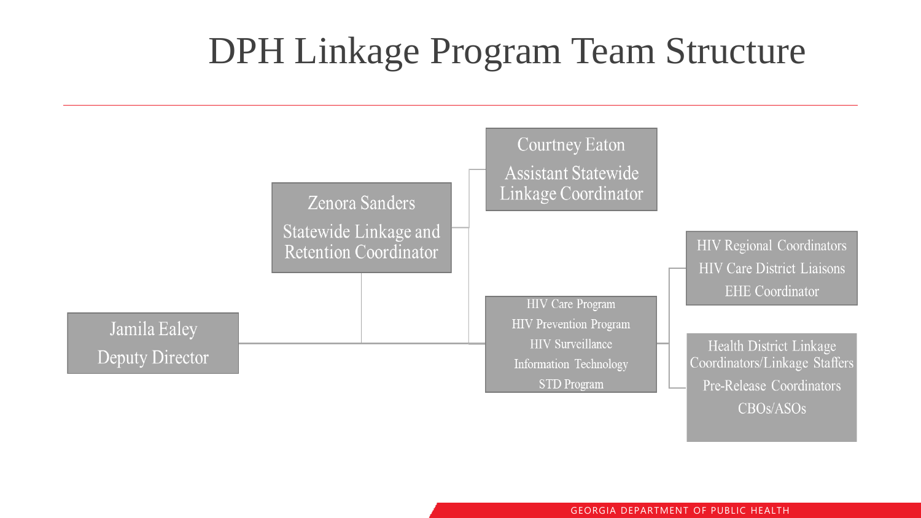# DPH Linkage Program Team Structure

- **Jamila Ealey** – Deputy Director
  - **Zenora Sanders** – Statewide Linkage and Retention Coordinator
    - **Courtney Eaton** – Assistant Statewide Linkage Coordinator
    - HIV Care Program / HIV Prevention Program / HIV Surveillance / Information Technology / STD Program
      - HIV Regional Coordinators / HIV Care District Liaisons / EHE Coordinator
      - Health District Linkage Coordinators/Linkage Staffers / Pre-Release Coordinators / CBOs/ASOs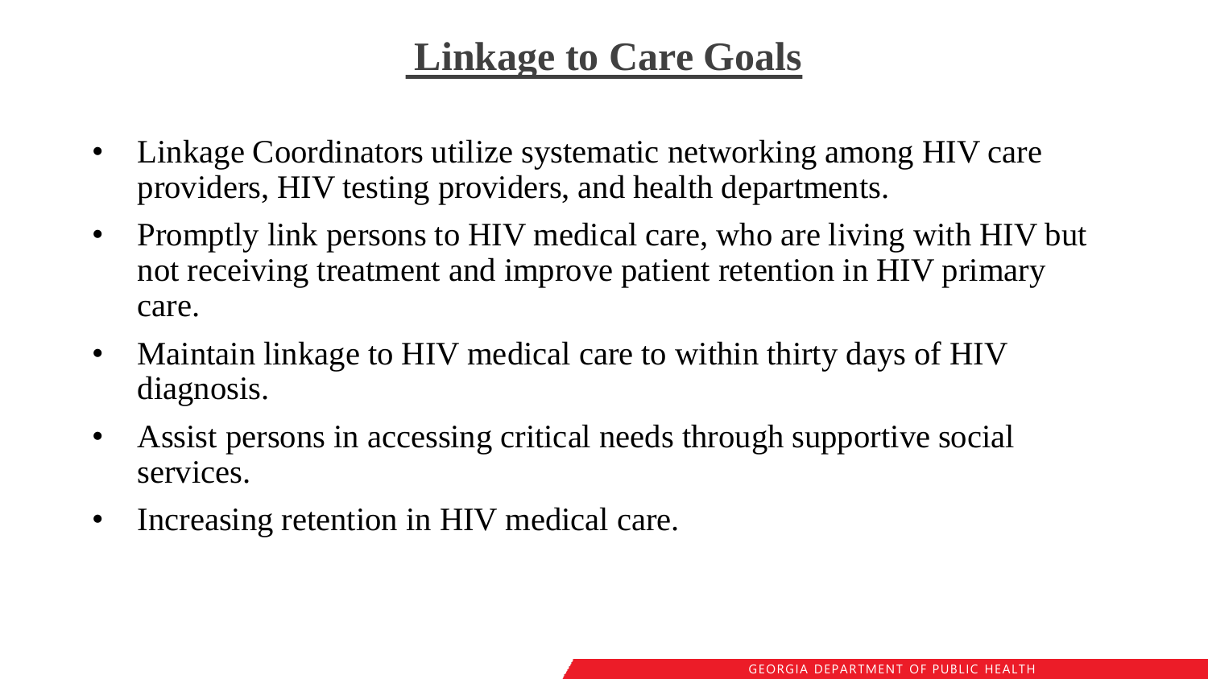# Linkage to Care Goals

- Linkage Coordinators utilize systematic networking among HIV care providers, HIV testing providers, and health departments.
- Promptly link persons to HIV medical care, who are living with HIV but not receiving treatment and improve patient retention in HIV primary care.
- Maintain linkage to HIV medical care to within thirty days of HIV diagnosis.
- Assist persons in accessing critical needs through supportive social services.
- Increasing retention in HIV medical care.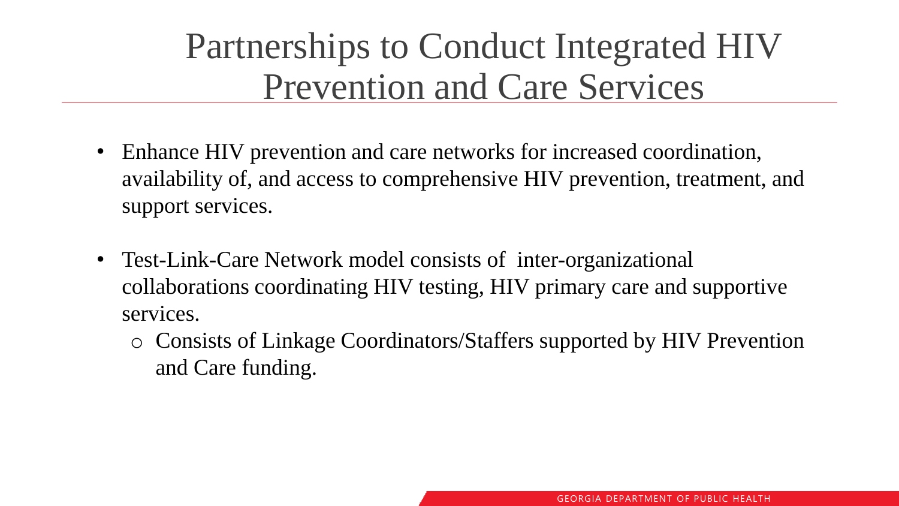# Partnerships to Conduct Integrated HIV Prevention and Care Services

- Enhance HIV prevention and care networks for increased coordination, availability of, and access to comprehensive HIV prevention, treatment, and support services.
- Test-Link-Care Network model consists of inter-organizational collaborations coordinating HIV testing, HIV primary care and supportive services.
  - Consists of Linkage Coordinators/Staffers supported by HIV Prevention and Care funding.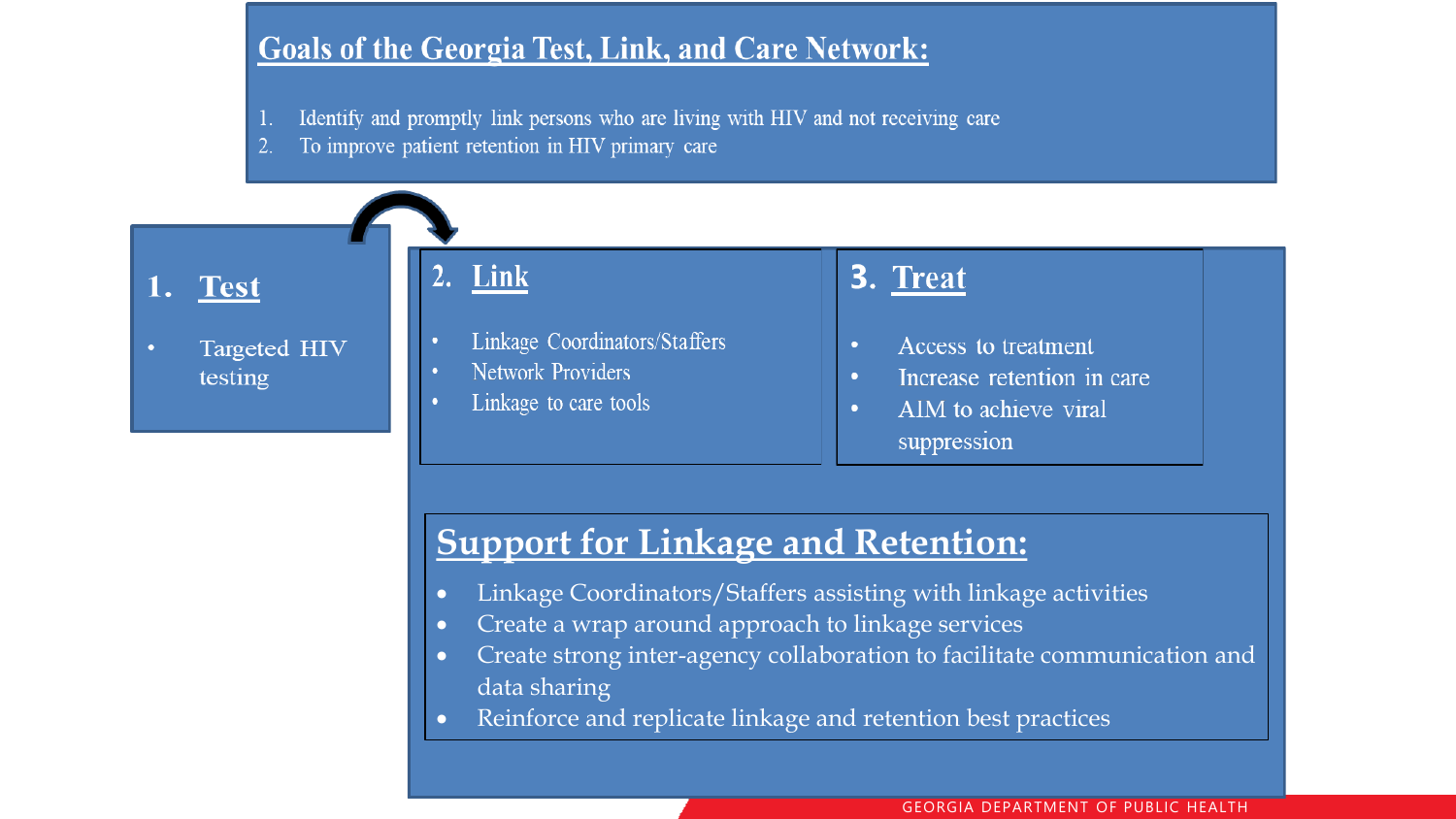## Goals of the Georgia Test, Link, and Care Network:

1. Identify and promptly link persons who are living with HIV and not receiving care
2. To improve patient retention in HIV primary care

### 1. Test

- Targeted HIV testing

### 2. Link

- Linkage Coordinators/Staffers
- Network Providers
- Linkage to care tools

### 3. Treat

- Access to treatment
- Increase retention in care
- AIM to achieve viral suppression

## Support for Linkage and Retention:

- Linkage Coordinators/Staffers assisting with linkage activities
- Create a wrap around approach to linkage services
- Create strong inter-agency collaboration to facilitate communication and data sharing
- Reinforce and replicate linkage and retention best practices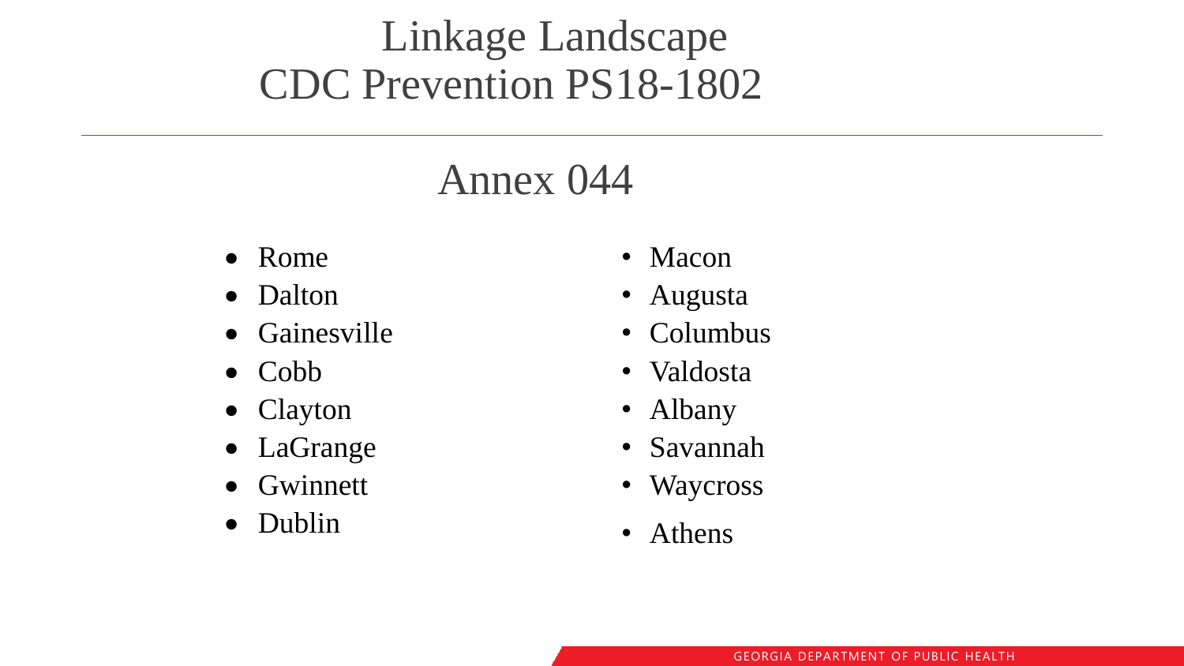# Linkage Landscape
# CDC Prevention PS18-1802

## Annex 044

- Rome
- Dalton
- Gainesville
- Cobb
- Clayton
- LaGrange
- Gwinnett
- Dublin
- Macon
- Augusta
- Columbus
- Valdosta
- Albany
- Savannah
- Waycross
- Athens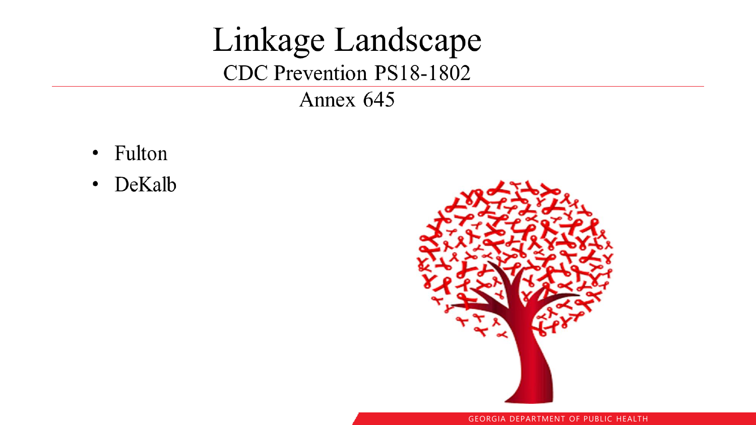# Linkage Landscape

## CDC Prevention PS18-1802

### Annex 645

- Fulton
- DeKalb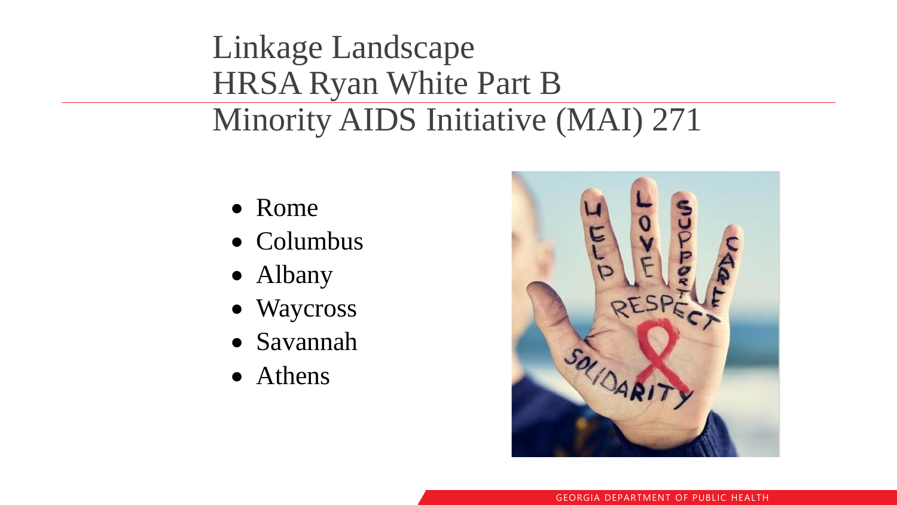# Linkage Landscape
# HRSA Ryan White Part B
# Minority AIDS Initiative (MAI) 271

- Rome
- Columbus
- Albany
- Waycross
- Savannah
- Athens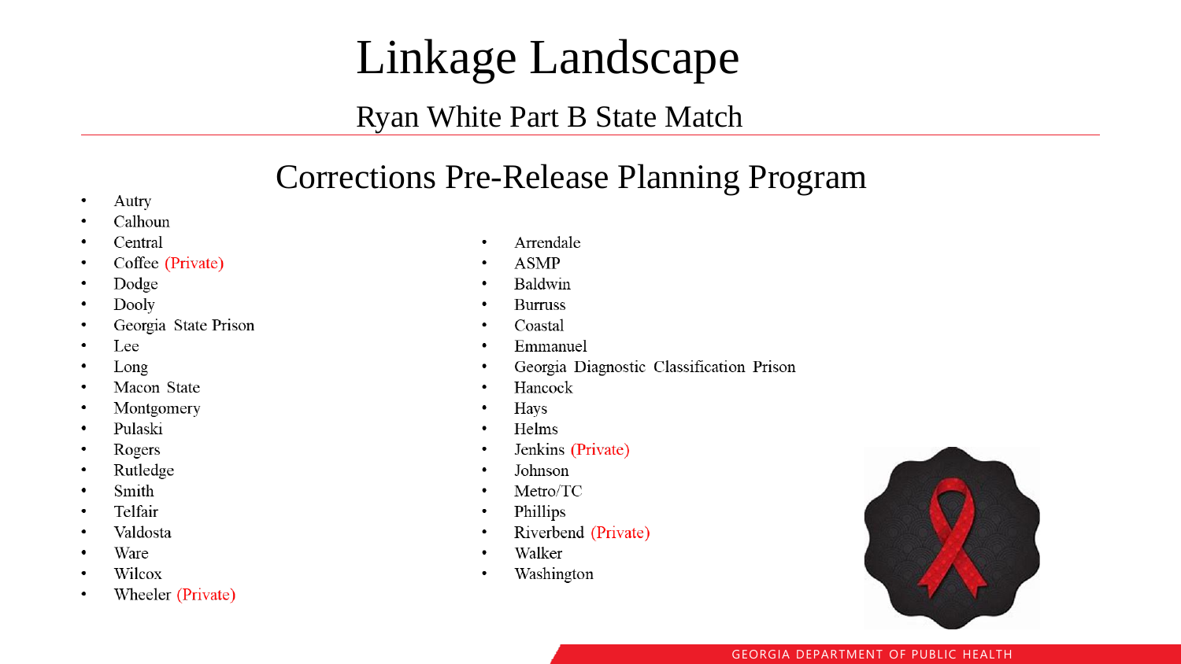# Linkage Landscape

## Ryan White Part B State Match

## Corrections Pre-Release Planning Program

- Autry
- Calhoun
- Central
- Coffee (Private)
- Dodge
- Dooly
- Georgia State Prison
- Lee
- Long
- Macon State
- Montgomery
- Pulaski
- Rogers
- Rutledge
- Smith
- Telfair
- Valdosta
- Ware
- Wilcox
- Wheeler (Private)

- Arrendale
- ASMP
- Baldwin
- Burruss
- Coastal
- Emmanuel
- Georgia Diagnostic Classification Prison
- Hancock
- Hays
- Helms
- Jenkins (Private)
- Johnson
- Metro/TC
- Phillips
- Riverbend (Private)
- Walker
- Washington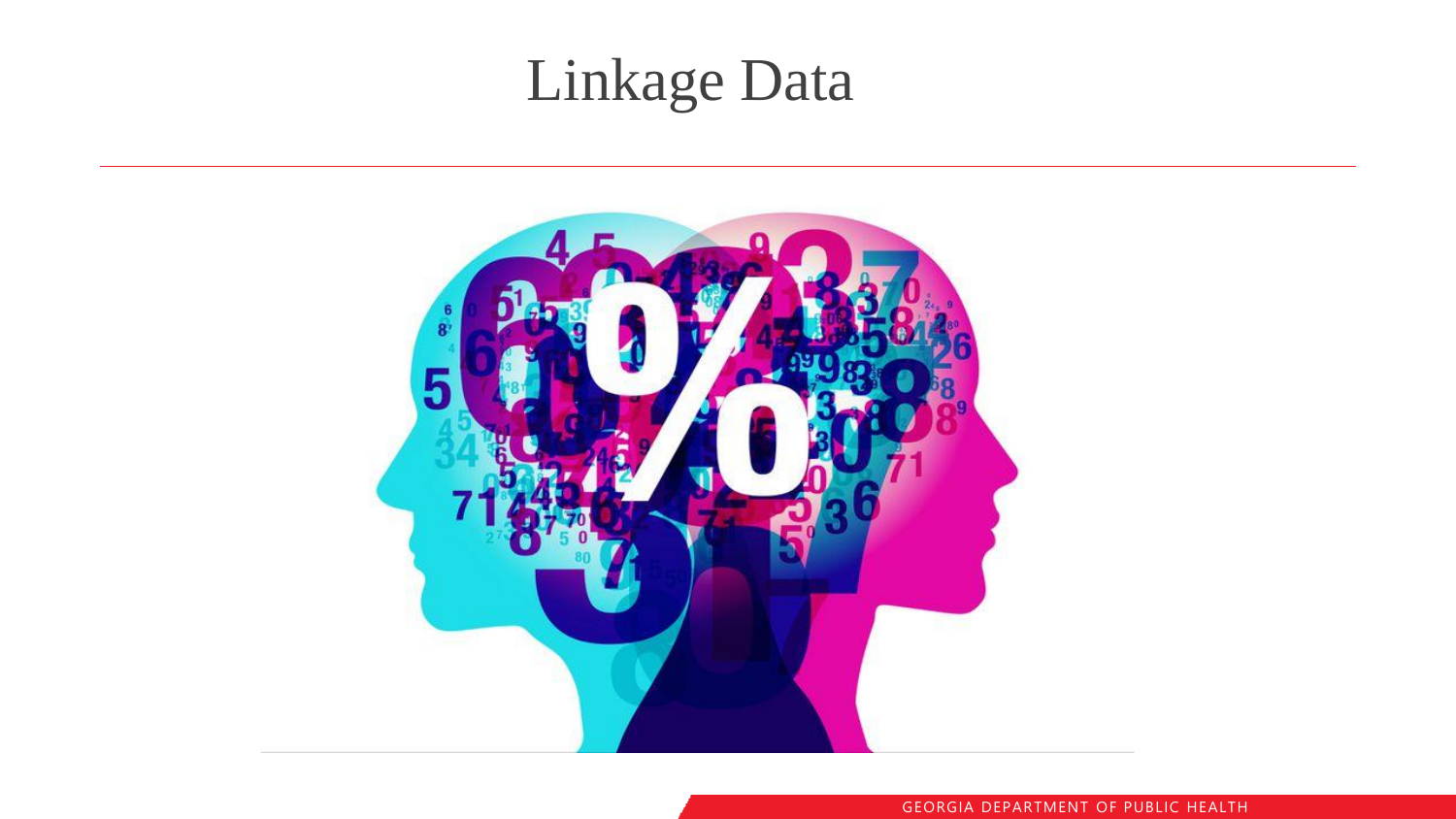# Linkage Data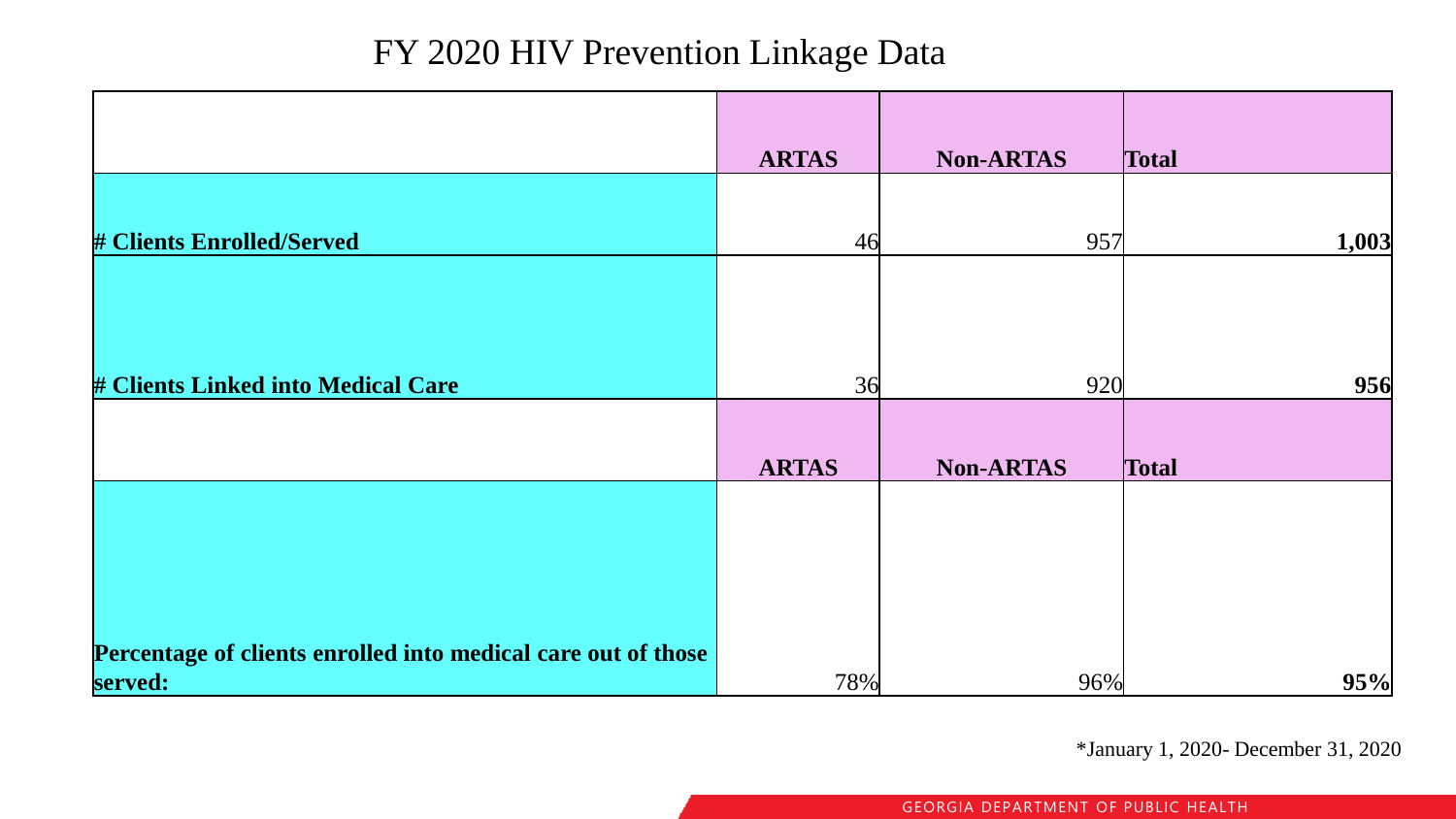# FY 2020 HIV Prevention Linkage Data

| | **ARTAS** | **Non-ARTAS** | **Total** |
|---|---|---|---|
| **# Clients Enrolled/Served** | 46 | 957 | **1,003** |
| **# Clients Linked into Medical Care** | 36 | 920 | **956** |
| | **ARTAS** | **Non-ARTAS** | **Total** |
| **Percentage of clients enrolled into medical care out of those served:** | 78% | 96% | **95%** |

*January 1, 2020- December 31, 2020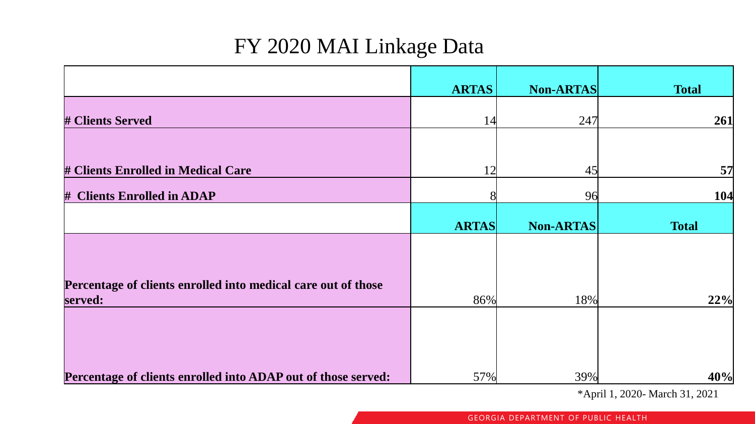# FY 2020 MAI Linkage Data

| | ARTAS | Non-ARTAS | Total |
|---|---|---|---|
| **# Clients Served** | 14 | 247 | **261** |
| **# Clients Enrolled in Medical Care** | 12 | 45 | **57** |
| **# Clients Enrolled in ADAP** | 8 | 96 | **104** |

| | ARTAS | Non-ARTAS | Total |
|---|---|---|---|
| **Percentage of clients enrolled into medical care out of those served:** | 86% | 18% | **22%** |
| **Percentage of clients enrolled into ADAP out of those served:** | 57% | 39% | **40%** |

*April 1, 2020- March 31, 2021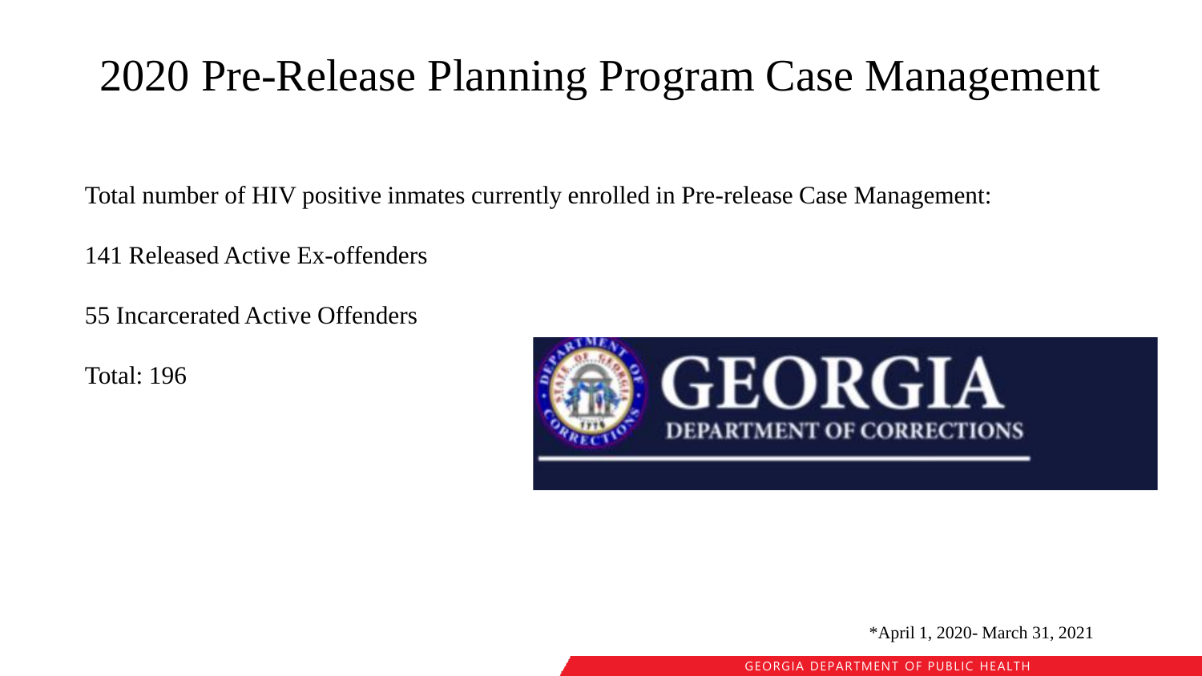# 2020 Pre-Release Planning Program Case Management

Total number of HIV positive inmates currently enrolled in Pre-release Case Management:

141 Released Active Ex-offenders

55 Incarcerated Active Offenders

Total: 196

*April 1, 2020- March 31, 2021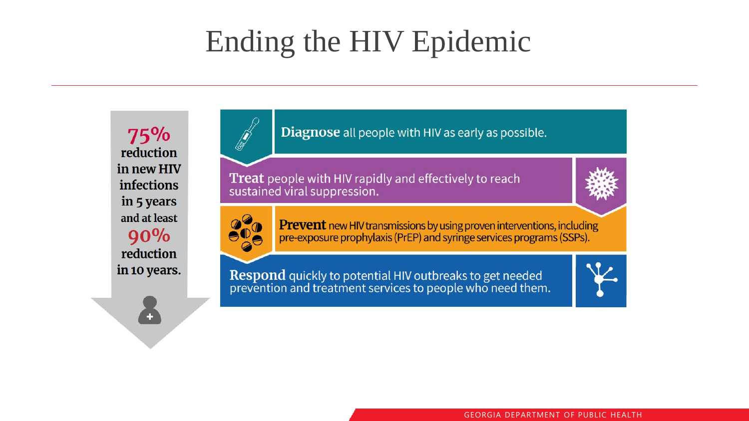# Ending the HIV Epidemic

**75%** reduction in new HIV infections in 5 years and at least **90%** reduction in 10 years.

**Diagnose** all people with HIV as early as possible.

**Treat** people with HIV rapidly and effectively to reach sustained viral suppression.

**Prevent** new HIV transmissions by using proven interventions, including pre-exposure prophylaxis (PrEP) and syringe services programs (SSPs).

**Respond** quickly to potential HIV outbreaks to get needed prevention and treatment services to people who need them.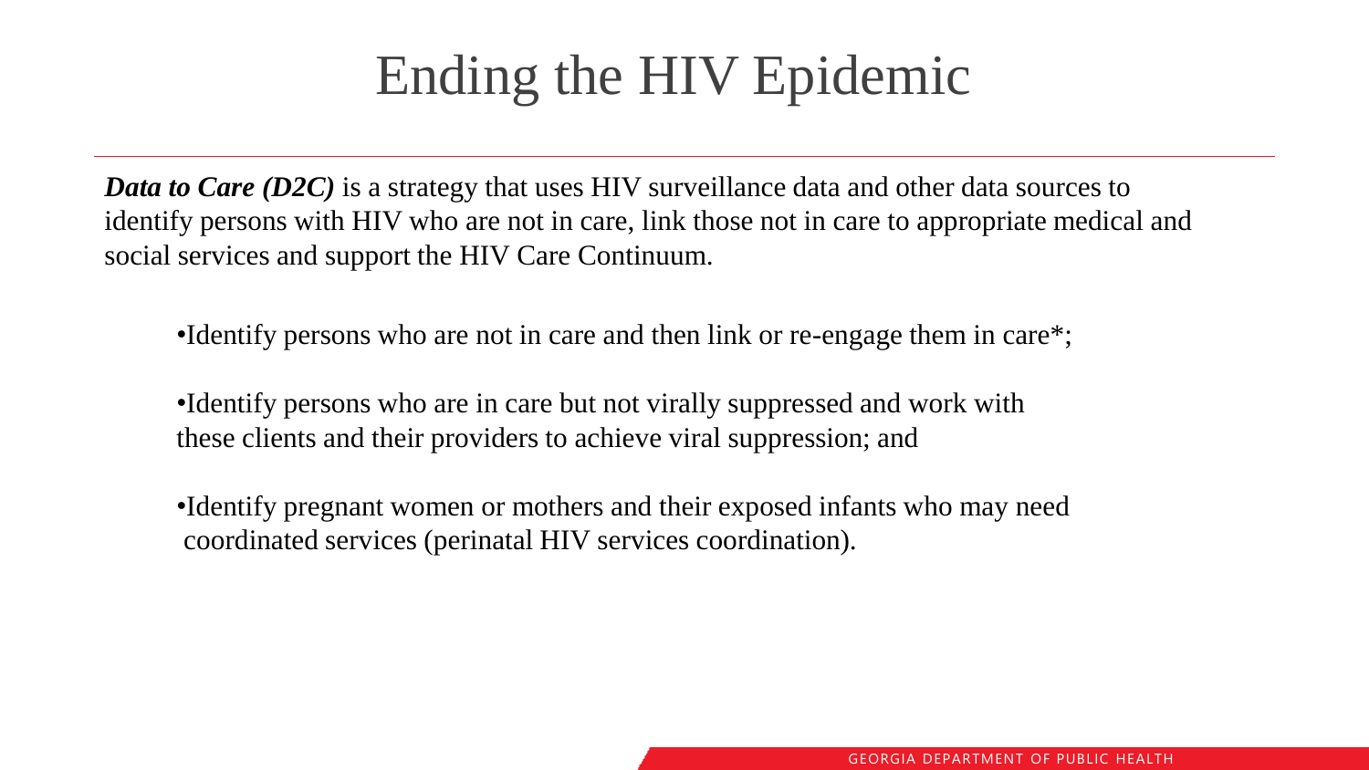# Ending the HIV Epidemic

***Data to Care (D2C)*** is a strategy that uses HIV surveillance data and other data sources to identify persons with HIV who are not in care, link those not in care to appropriate medical and social services and support the HIV Care Continuum.

- Identify persons who are not in care and then link or re-engage them in care*;
- Identify persons who are in care but not virally suppressed and work with these clients and their providers to achieve viral suppression; and
- Identify pregnant women or mothers and their exposed infants who may need coordinated services (perinatal HIV services coordination).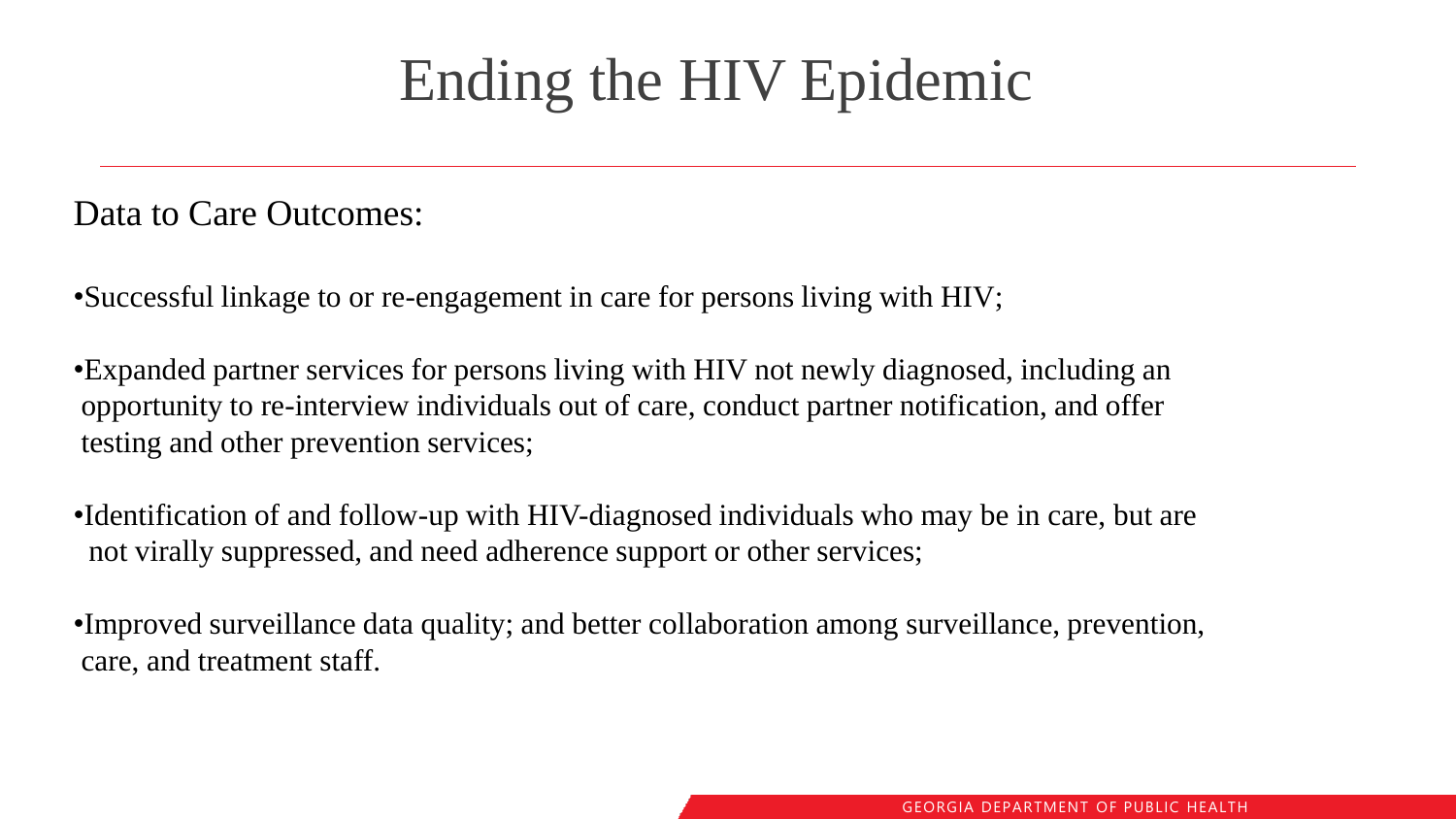# Ending the HIV Epidemic

Data to Care Outcomes:

- Successful linkage to or re-engagement in care for persons living with HIV;
- Expanded partner services for persons living with HIV not newly diagnosed, including an opportunity to re-interview individuals out of care, conduct partner notification, and offer testing and other prevention services;
- Identification of and follow-up with HIV-diagnosed individuals who may be in care, but are not virally suppressed, and need adherence support or other services;
- Improved surveillance data quality; and better collaboration among surveillance, prevention, care, and treatment staff.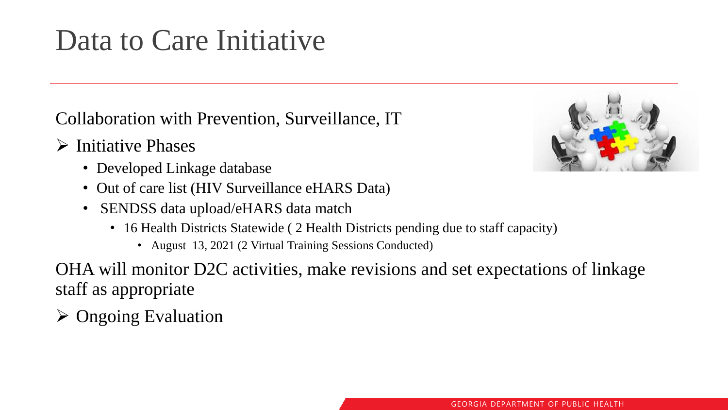# Data to Care Initiative

Collaboration with Prevention, Surveillance, IT

- Initiative Phases
  - Developed Linkage database
  - Out of care list (HIV Surveillance eHARS Data)
  - SENDSS data upload/eHARS data match
    - 16 Health Districts Statewide ( 2 Health Districts pending due to staff capacity)
      - August 13, 2021 (2 Virtual Training Sessions Conducted)

OHA will monitor D2C activities, make revisions and set expectations of linkage staff as appropriate

- Ongoing Evaluation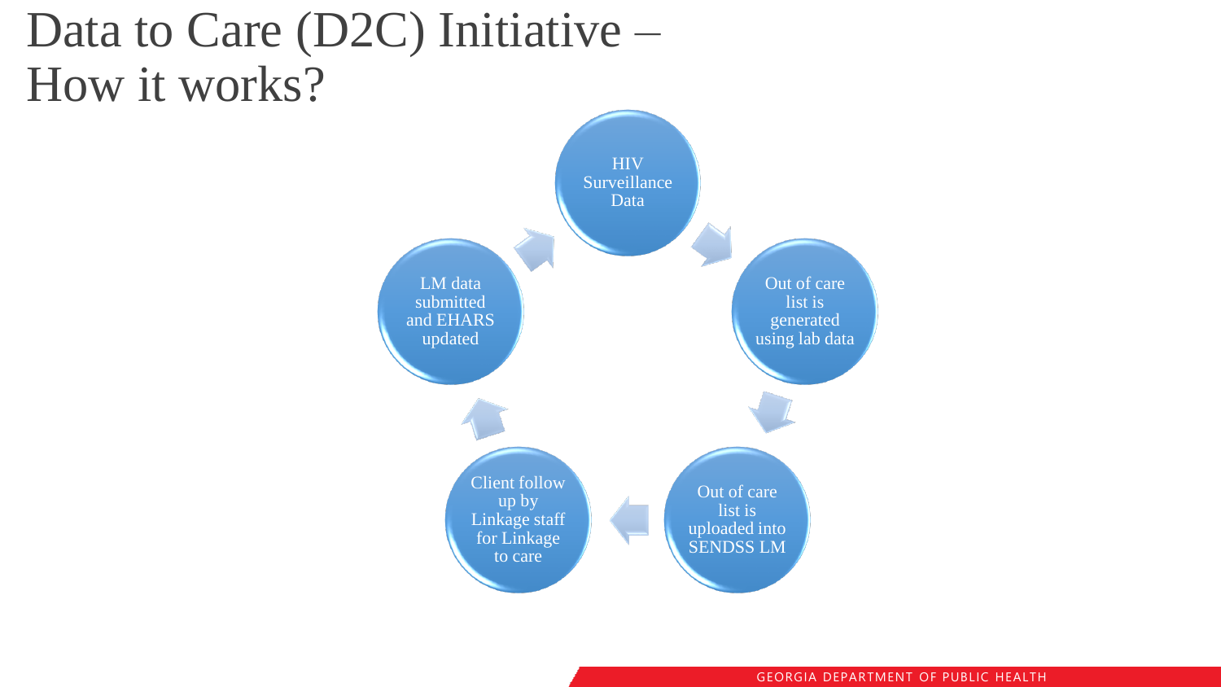# Data to Care (D2C) Initiative – How it works?

- HIV Surveillance Data
- Out of care list is generated using lab data
- Out of care list is uploaded into SENDSS LM
- Client follow up by Linkage staff for Linkage to care
- LM data submitted and EHARS updated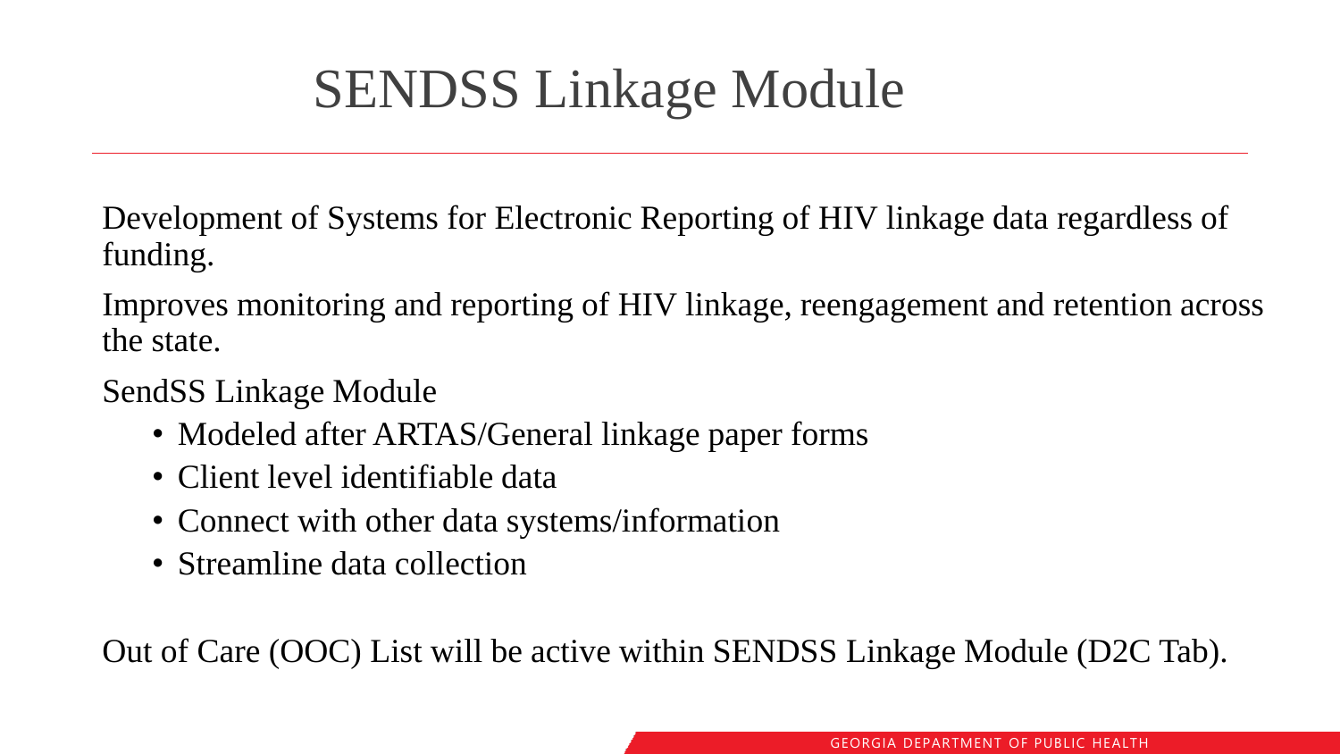# SENDSS Linkage Module

Development of Systems for Electronic Reporting of HIV linkage data regardless of funding.

Improves monitoring and reporting of HIV linkage, reengagement and retention across the state.

SendSS Linkage Module

- Modeled after ARTAS/General linkage paper forms
- Client level identifiable data
- Connect with other data systems/information
- Streamline data collection

Out of Care (OOC) List will be active within SENDSS Linkage Module (D2C Tab).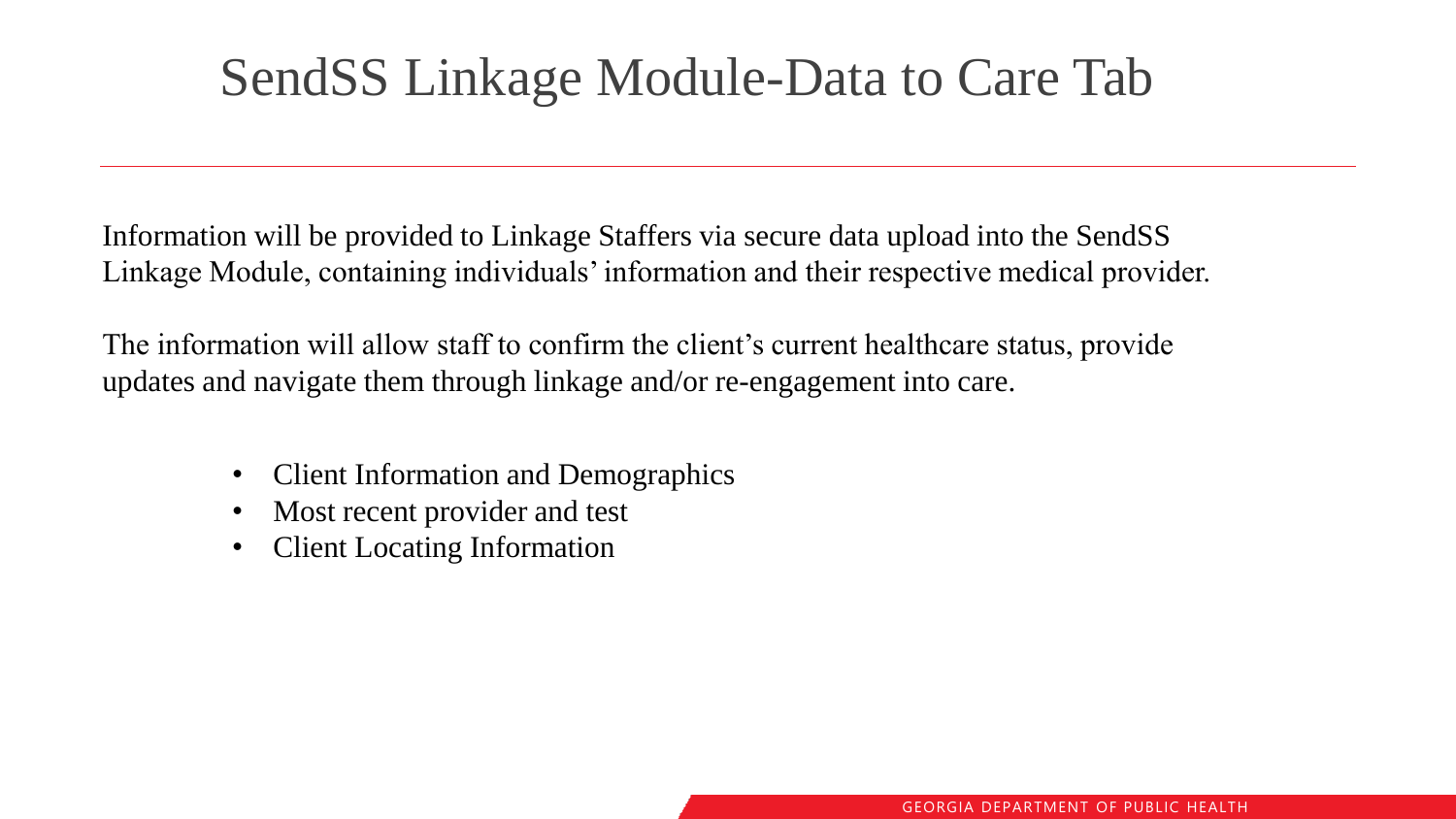# SendSS Linkage Module-Data to Care Tab

Information will be provided to Linkage Staffers via secure data upload into the SendSS Linkage Module, containing individuals' information and their respective medical provider.

The information will allow staff to confirm the client's current healthcare status, provide updates and navigate them through linkage and/or re-engagement into care.

- Client Information and Demographics
- Most recent provider and test
- Client Locating Information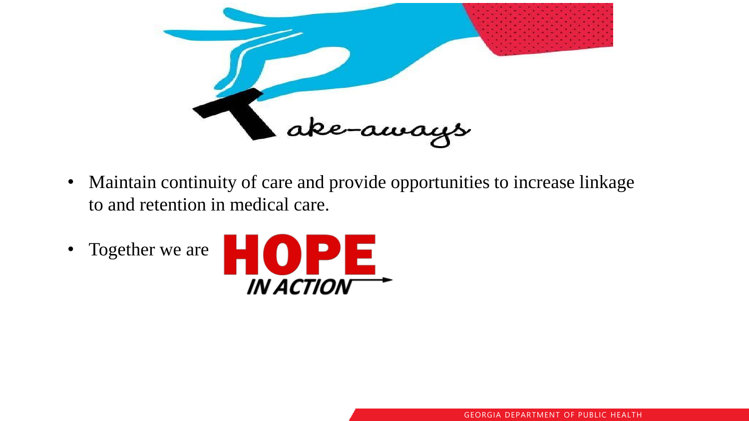# Take-aways

- Maintain continuity of care and provide opportunities to increase linkage to and retention in medical care.
- Together we are HOPE IN ACTION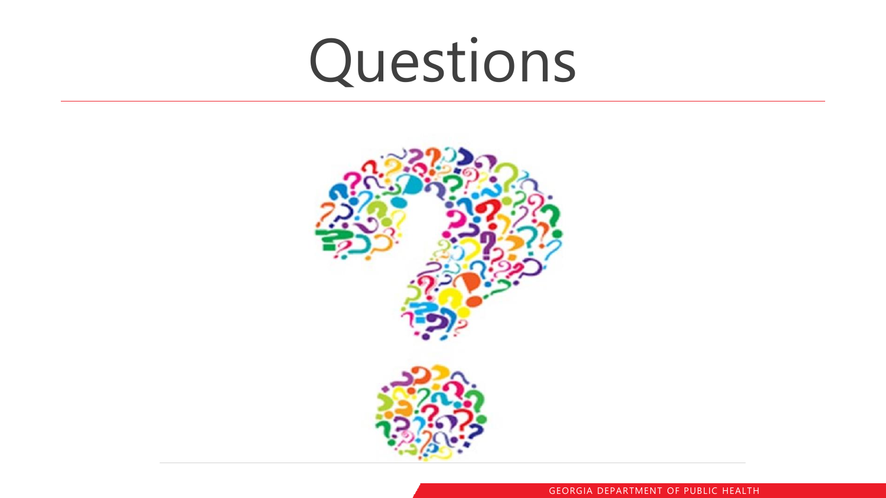# Questions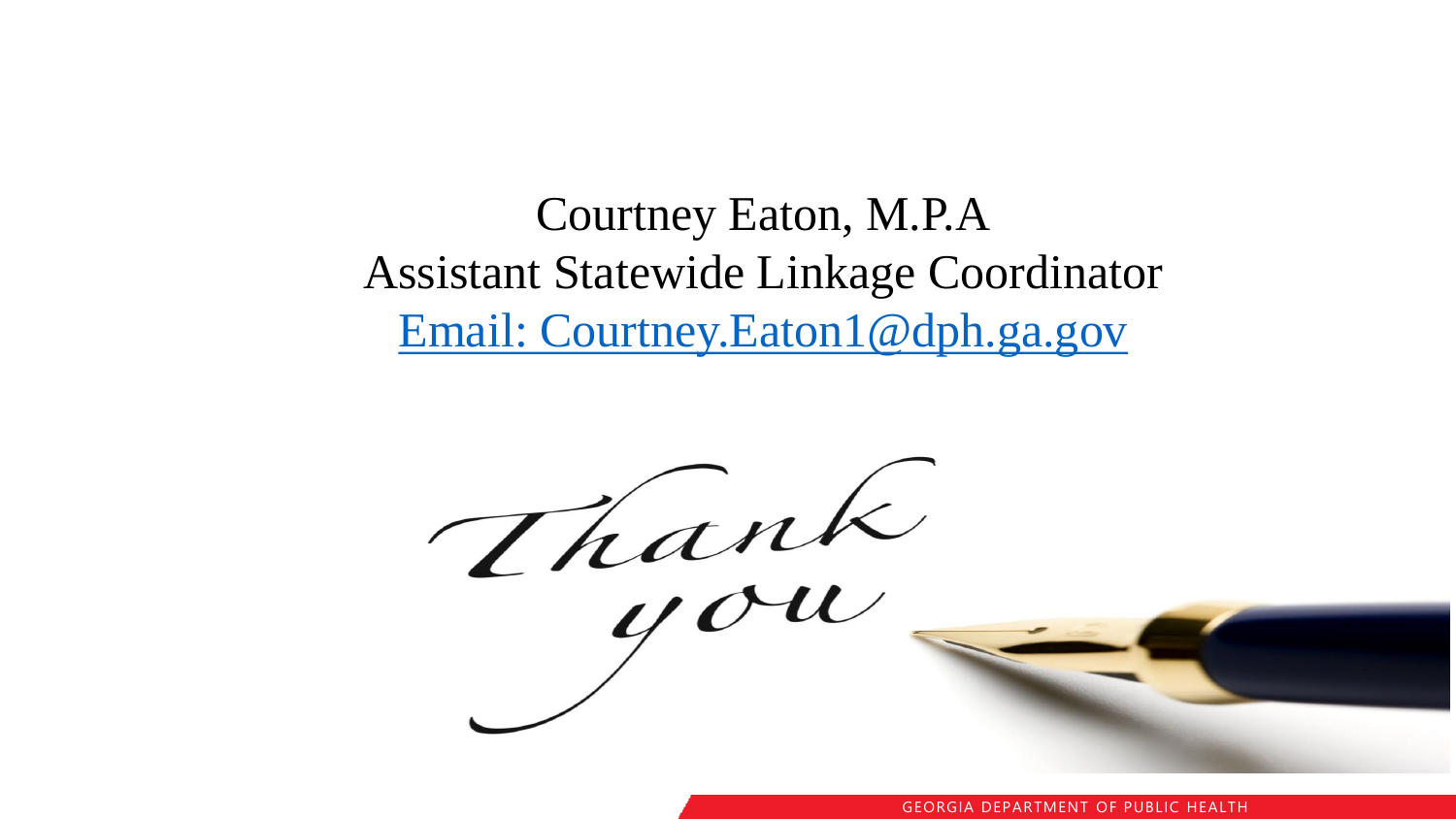Courtney Eaton, M.P.A

Assistant Statewide Linkage Coordinator

[Email: Courtney.Eaton1@dph.ga.gov](mailto:Courtney.Eaton1@dph.ga.gov)

Thank you